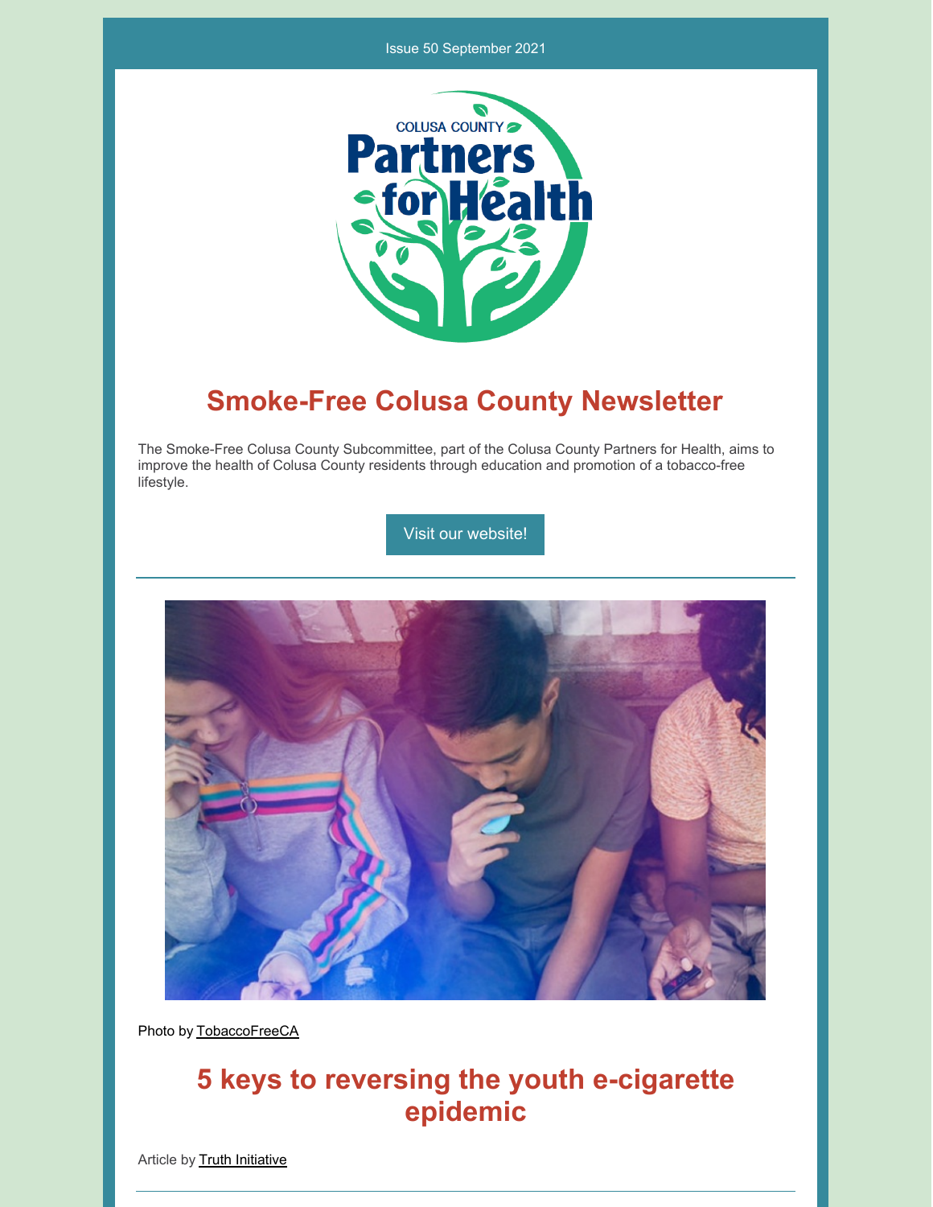Issue 50 September 2021

# Smoke-Free Colusa County Newsletter

The Smoke-Free Colusa County Subcommittee, part of the Colusa County Partners for Health, aims to improve the health of Colusa County residents through education and promotion of a tobacco-free lifestyle.

Visit our website!

Photo by TobaccoFreeCA

## 5 keys to reversing the youth e-cigarette epidemic

Article by Truth Initiative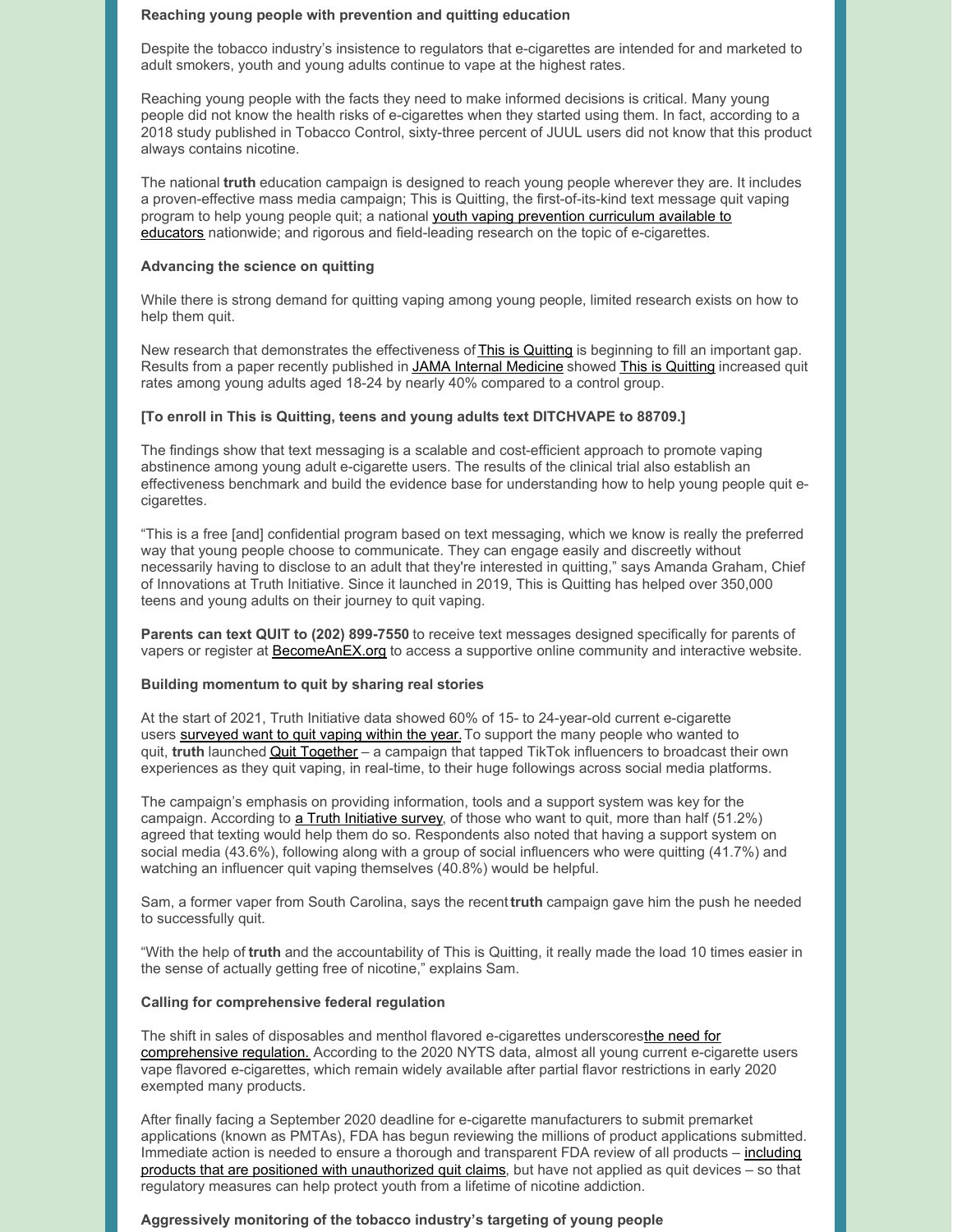### Reaching young people with prevention and quitting education

Despite the tobacco industry's insistence to regulators that e-cigarettes are intended for and marketed to adult smokers, youth and young adults continue to vape at the highest rates.

Reaching young people with the facts they need to make informed decisions is critical. Many young people did not know the health risks of e-cigarettes when they started using them. In fact, according to a 2018 study published in Tobacco Control, sixty-three percent of JUUL users did not know that this product always contains nicotine.

The national **truth** education campaign is designed to reach young people wherever they are. It includes a proven-effective mass media campaign; This is Quitting, the first-of-its-kind text message quit vaping program to help young people quit; a national youth vaping prevention curriculum available to educators nationwide; and rigorous and field-leading research on the topic of e-cigarettes.

### Advancing the science on quitting

While there is strong demand for quitting vaping among young people, limited research exists on how to help them quit.

New research that demonstrates the effectiveness of This is Quitting is beginning to fill an important gap. Results from a paper recently published in JAMA Internal Medicine showed This is Quitting increased quit rates among young adults aged 18-24 by nearly 40% compared to a control group.

**[To enroll in This is Quitting, teens and young adults text DITCHVAPE to 88709.]**

The findings show that text messaging is a scalable and cost-efficient approach to promote vaping abstinence among young adult e-cigarette users. The results of the clinical trial also establish an effectiveness benchmark and build the evidence base for understanding how to help young people quit e-cigarettes.

"This is a free [and] confidential program based on text messaging, which we know is really the preferred way that young people choose to communicate. They can engage easily and discreetly without necessarily having to disclose to an adult that they're interested in quitting," says Amanda Graham, Chief of Innovations at Truth Initiative. Since it launched in 2019, This is Quitting has helped over 350,000 teens and young adults on their journey to quit vaping.

**Parents can text QUIT to (202) 899-7550** to receive text messages designed specifically for parents of vapers or register at BecomeAnEX.org to access a supportive online community and interactive website.

### Building momentum to quit by sharing real stories

At the start of 2021, Truth Initiative data showed 60% of 15- to 24-year-old current e-cigarette users surveyed want to quit vaping within the year. To support the many people who wanted to quit, **truth** launched Quit Together – a campaign that tapped TikTok influencers to broadcast their own experiences as they quit vaping, in real-time, to their huge followings across social media platforms.

The campaign's emphasis on providing information, tools and a support system was key for the campaign. According to a Truth Initiative survey, of those who want to quit, more than half (51.2%) agreed that texting would help them do so. Respondents also noted that having a support system on social media (43.6%), following along with a group of social influencers who were quitting (41.7%) and watching an influencer quit vaping themselves (40.8%) would be helpful.

Sam, a former vaper from South Carolina, says the recent **truth** campaign gave him the push he needed to successfully quit.

"With the help of **truth** and the accountability of This is Quitting, it really made the load 10 times easier in the sense of actually getting free of nicotine," explains Sam.

### Calling for comprehensive federal regulation

The shift in sales of disposables and menthol flavored e-cigarettes underscores the need for comprehensive regulation. According to the 2020 NYTS data, almost all young current e-cigarette users vape flavored e-cigarettes, which remain widely available after partial flavor restrictions in early 2020 exempted many products.

After finally facing a September 2020 deadline for e-cigarette manufacturers to submit premarket applications (known as PMTAs), FDA has begun reviewing the millions of product applications submitted. Immediate action is needed to ensure a thorough and transparent FDA review of all products – including products that are positioned with unauthorized quit claims, but have not applied as quit devices – so that regulatory measures can help protect youth from a lifetime of nicotine addiction.

### Aggressively monitoring of the tobacco industry's targeting of young people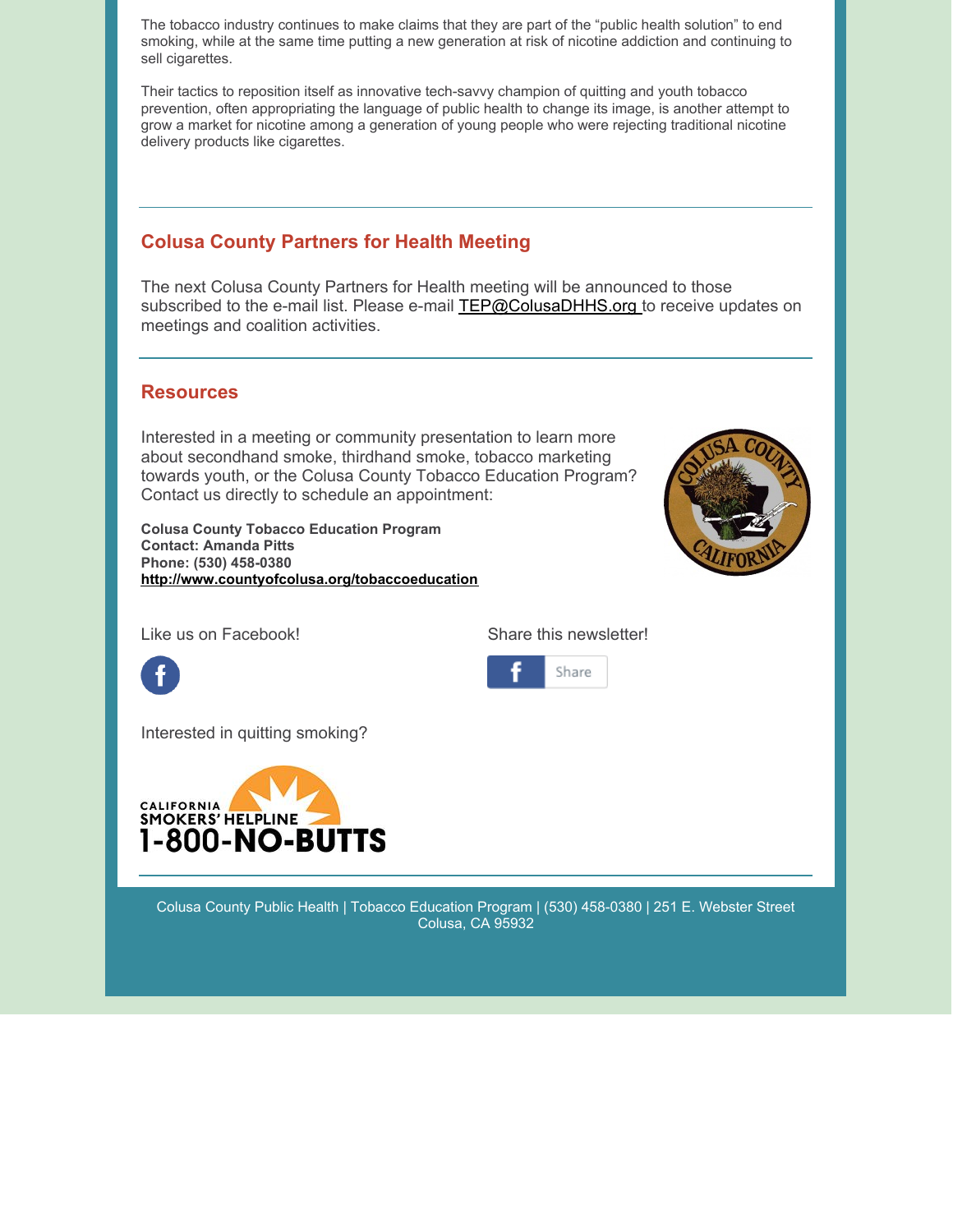The tobacco industry continues to make claims that they are part of the “public health solution” to end smoking, while at the same time putting a new generation at risk of nicotine addiction and continuing to sell cigarettes.

Their tactics to reposition itself as innovative tech-savvy champion of quitting and youth tobacco prevention, often appropriating the language of public health to change its image, is another attempt to grow a market for nicotine among a generation of young people who were rejecting traditional nicotine delivery products like cigarettes.

## Colusa County Partners for Health Meeting

The next Colusa County Partners for Health meeting will be announced to those subscribed to the e-mail list. Please e-mail TEP@ColusaDHHS.org to receive updates on meetings and coalition activities.

## Resources

Interested in a meeting or community presentation to learn more about secondhand smoke, thirdhand smoke, tobacco marketing towards youth, or the Colusa County Tobacco Education Program? Contact us directly to schedule an appointment:

**Colusa County Tobacco Education Program**
**Contact: Amanda Pitts**
**Phone: (530) 458-0380**
**http://www.countyofcolusa.org/tobaccoeducation**

Like us on Facebook!

Share this newsletter!

Interested in quitting smoking?

CALIFORNIA SMOKERS' HELPLINE
1-800-NO-BUTTS

Colusa County Public Health | Tobacco Education Program | (530) 458-0380 | 251 E. Webster Street Colusa, CA 95932